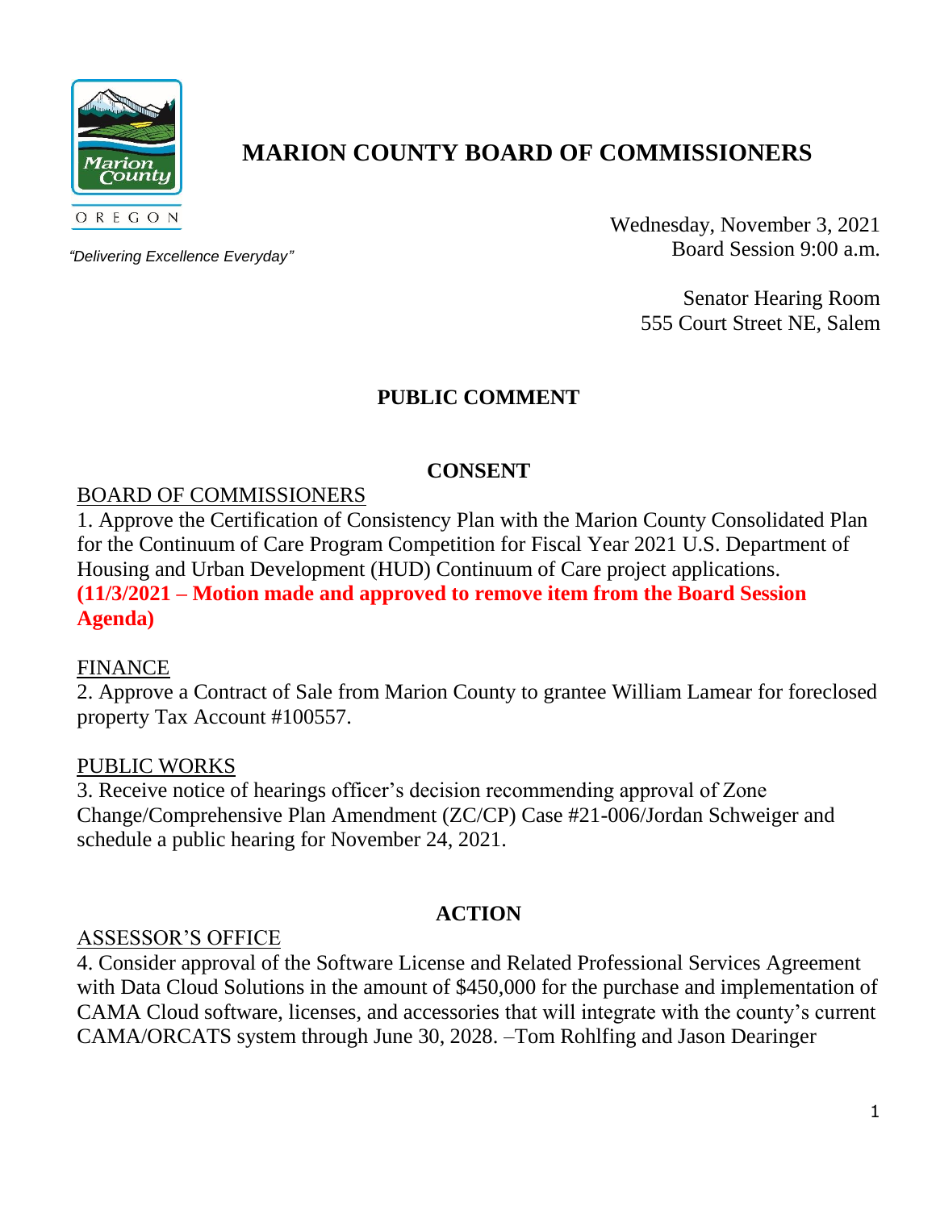# MARION COUNTY BOARD OF COMMISSIONERS

OREGON

*"Delivering Excellence Everyday"*

Wednesday, November 3, 2021
Board Session 9:00 a.m.

Senator Hearing Room
555 Court Street NE, Salem

## PUBLIC COMMENT

## CONSENT

BOARD OF COMMISSIONERS

1. Approve the Certification of Consistency Plan with the Marion County Consolidated Plan for the Continuum of Care Program Competition for Fiscal Year 2021 U.S. Department of Housing and Urban Development (HUD) Continuum of Care project applications. **(11/3/2021 – Motion made and approved to remove item from the Board Session Agenda)**

FINANCE

2. Approve a Contract of Sale from Marion County to grantee William Lamear for foreclosed property Tax Account #100557.

PUBLIC WORKS

3. Receive notice of hearings officer's decision recommending approval of Zone Change/Comprehensive Plan Amendment (ZC/CP) Case #21-006/Jordan Schweiger and schedule a public hearing for November 24, 2021.

## ACTION

ASSESSOR'S OFFICE

4. Consider approval of the Software License and Related Professional Services Agreement with Data Cloud Solutions in the amount of $450,000 for the purchase and implementation of CAMA Cloud software, licenses, and accessories that will integrate with the county's current CAMA/ORCATS system through June 30, 2028. –Tom Rohlfing and Jason Dearinger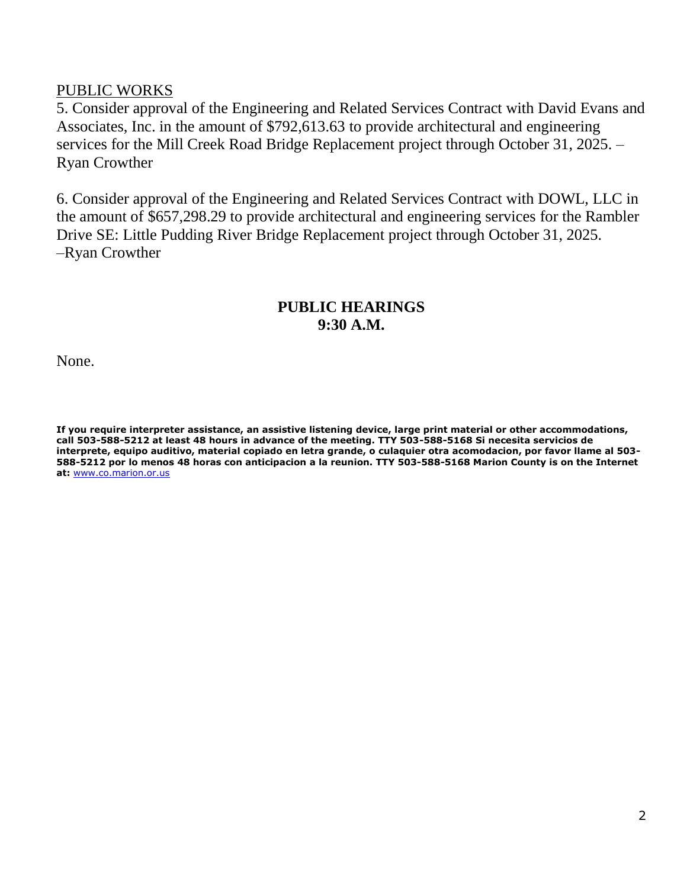PUBLIC WORKS

5. Consider approval of the Engineering and Related Services Contract with David Evans and Associates, Inc. in the amount of $792,613.63 to provide architectural and engineering services for the Mill Creek Road Bridge Replacement project through October 31, 2025. – Ryan Crowther

6. Consider approval of the Engineering and Related Services Contract with DOWL, LLC in the amount of $657,298.29 to provide architectural and engineering services for the Rambler Drive SE: Little Pudding River Bridge Replacement project through October 31, 2025. –Ryan Crowther

## PUBLIC HEARINGS
## 9:30 A.M.

None.

**If you require interpreter assistance, an assistive listening device, large print material or other accommodations, call 503-588-5212 at least 48 hours in advance of the meeting. TTY 503-588-5168 Si necesita servicios de interprete, equipo auditivo, material copiado en letra grande, o culaquier otra acomodacion, por favor llame al 503-588-5212 por lo menos 48 horas con anticipacion a la reunion. TTY 503-588-5168 Marion County is on the Internet at:** www.co.marion.or.us